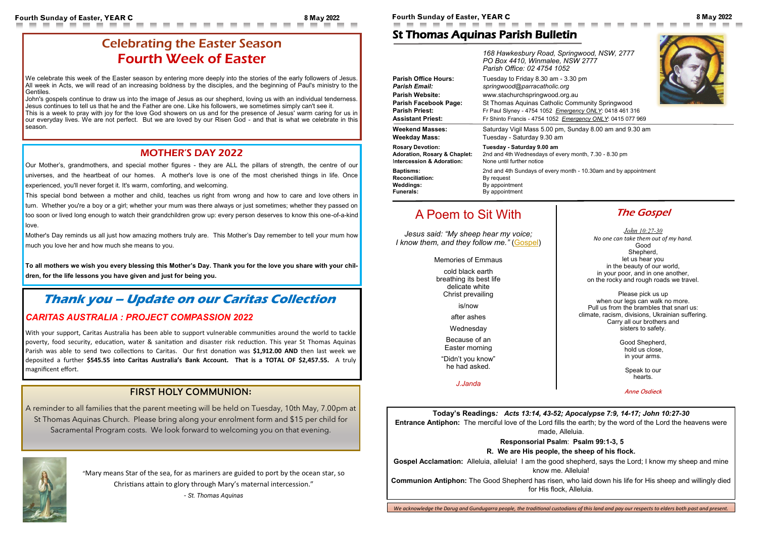# Celebrating the Easter Season
## Fourth Week of Easter

We celebrate this week of the Easter season by entering more deeply into the stories of the early followers of Jesus. All week in Acts, we will read of an increasing boldness by the disciples, and the beginning of Paul's ministry to the Gentiles.

John's gospels continue to draw us into the image of Jesus as our shepherd, loving us with an individual tenderness. Jesus continues to tell us that he and the Father are one. Like his followers, we sometimes simply can't see it.

This is a week to pray with joy for the love God showers on us and for the presence of Jesus' warm caring for us in our everyday lives. We are not perfect. But we are loved by our Risen God - and that is what we celebrate in this season.

## MOTHER'S DAY 2022

Our Mother's, grandmothers, and special mother figures - they are ALL the pillars of strength, the centre of our universes, and the heartbeat of our homes. A mother's love is one of the most cherished things in life. Once experienced, you'll never forget it. It's warm, comforting, and welcoming.

This special bond between a mother and child, teaches us right from wrong and how to care and love others in turn. Whether you're a boy or a girl; whether your mum was there always or just sometimes; whether they passed on too soon or lived long enough to watch their grandchildren grow up: every person deserves to know this one-of-a-kind love.

Mother's Day reminds us all just how amazing mothers truly are. This Mother's Day remember to tell your mum how much you love her and how much she means to you.

**To all mothers we wish you every blessing this Mother's Day. Thank you for the love you share with your children, for the life lessons you have given and just for being you.**

## *Thank you – Update on our Caritas Collection*

### *CARITAS AUSTRALIA : PROJECT COMPASSION 2022*

With your support, Caritas Australia has been able to support vulnerable communities around the world to tackle poverty, food security, education, water & sanitation and disaster risk reduction. This year St Thomas Aquinas Parish was able to send two collections to Caritas. Our first donation was **$1,912.00 AND** then last week we deposited a further **$545.55 into Caritas Australia's Bank Account. That is a TOTAL OF $2,457.55.** A truly magnificent effort.

## FIRST HOLY COMMUNION:

A reminder to all families that the parent meeting will be held on Tuesday, 10th May, 7.00pm at St Thomas Aquinas Church. Please bring along your enrolment form and $15 per child for Sacramental Program costs. We look forward to welcoming you on that evening.

"Mary means Star of the sea, for as mariners are guided to port by the ocean star, so Christians attain to glory through Mary's maternal intercession."

*- St. Thomas Aquinas*

# St Thomas Aquinas Parish Bulletin

*168 Hawkesbury Road, Springwood, NSW, 2777*
*PO Box 4410, Winmalee, NSW 2777*
*Parish Office: 02 4754 1052*

| | |
|---|---|
| **Parish Office Hours:** | Tuesday to Friday 8.30 am - 3.30 pm |
| ***Parish Email:*** | *springwood@parracatholic.org* |
| **Parish Website:** | www.stachurchspringwood.org.au |
| **Parish Facebook Page:** | St Thomas Aquinas Catholic Community Springwood |
| **Parish Priest:** | Fr Paul Slyney - 4754 1052 *Emergency ONLY*: 0418 461 316 |
| **Assistant Priest:** | Fr Shinto Francis - 4754 1052 *Emergency ONLY*: 0415 077 969 |
| **Weekend Masses:** | Saturday Vigil Mass 5.00 pm, Sunday 8.00 am and 9.30 am |
| **Weekday Mass:** | Tuesday - Saturday 9.30 am |
| **Rosary Devotion:** | **Tuesday - Saturday 9.00 am** |
| **Adoration, Rosary & Chaplet:** | 2nd and 4th Wednesdays of every month, 7.30 - 8.30 pm |
| **Intercession & Adoration:** | None until further notice |
| **Baptisms:** | 2nd and 4th Sundays of every month - 10.30am and by appointment |
| **Reconciliation:** | By request |
| **Weddings:** | By appointment |
| **Funerals:** | By appointment |

## A Poem to Sit With

*Jesus said: "My sheep hear my voice;*
*I know them, and they follow me."* (Gospel)

Memories of Emmaus

cold black earth
breathing its best life
delicate white
Christ prevailing

is/now

after ashes

Wednesday

Because of an
Easter morning

"Didn't you know"
he had asked.

*J.Janda*

## *The Gospel*

*John 10:27-30*
*No one can take them out of my hand.*

Good
Shepherd,
let us hear you
in the beauty of our world,
in your poor, and in one another,
on the rocky and rough roads we travel.

Please pick us up
when our legs can walk no more.
Pull us from the brambles that snarl us:
climate, racism, divisions, Ukrainian suffering.
Carry all our brothers and
sisters to safety.

Good Shepherd,
hold us close,
in your arms.

Speak to our
hearts.

*Anne Osdieck*

**Today's Readings***:* ***Acts 13:14, 43-52; Apocalypse 7:9, 14-17; John 10:27-30***

**Entrance Antiphon:** The merciful love of the Lord fills the earth; by the word of the Lord the heavens were made, Alleluia.

**Responsorial Psalm**: **Psalm 99:1-3, 5**

**R. We are His people, the sheep of his flock.**

**Gospel Acclamation:** Alleluia, alleluia! I am the good shepherd, says the Lord; I know my sheep and mine know me. Alleluia!

**Communion Antiphon:** The Good Shepherd has risen, who laid down his life for His sheep and willingly died for His flock, Alleluia.

*We acknowledge the Darug and Gundugarra people, the traditional custodians of this land and pay our respects to elders both past and present.*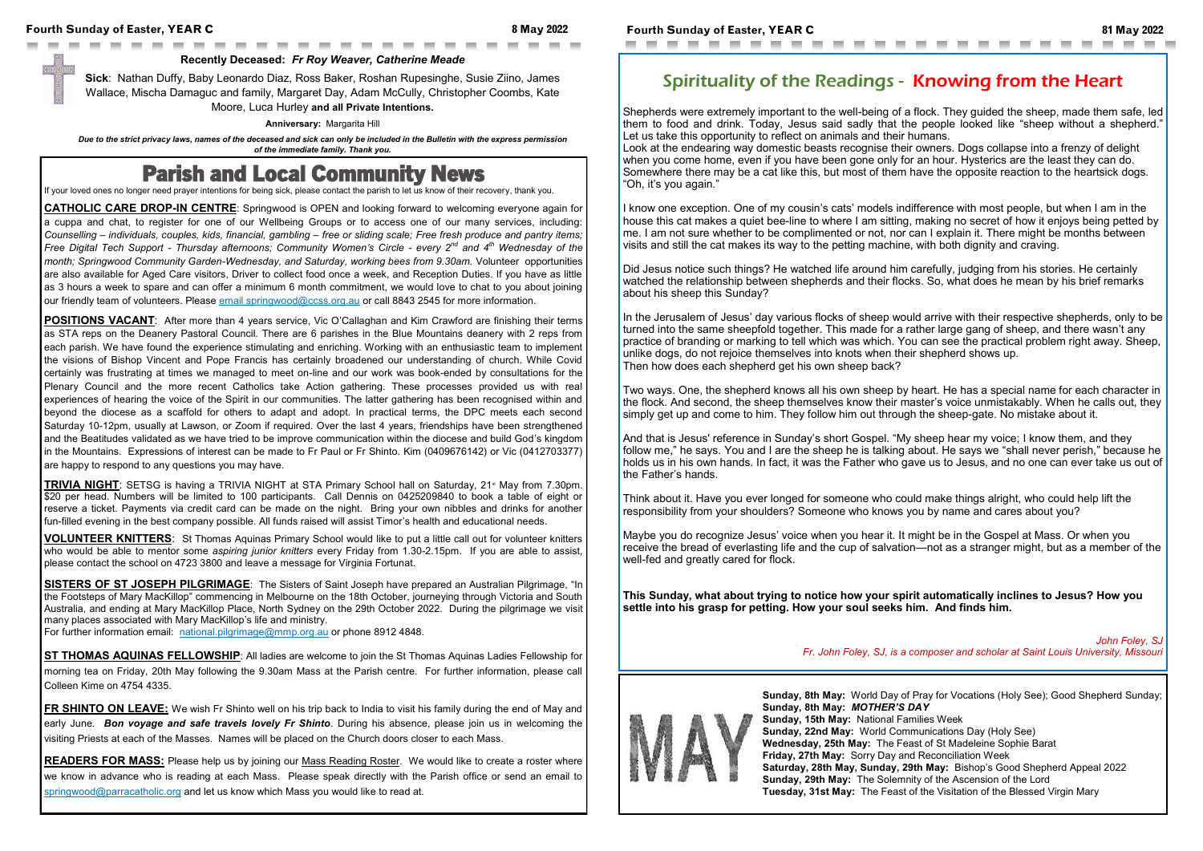**Recently Deceased:** *Fr Roy Weaver, Catherine Meade*

**Sick**: Nathan Duffy, Baby Leonardo Diaz, Ross Baker, Roshan Rupesinghe, Susie Ziino, James Wallace, Mischa Damaguc and family, Margaret Day, Adam McCully, Christopher Coombs, Kate Moore, Luca Hurley **and all Private Intentions.**

**Anniversary:** Margarita Hill

*Due to the strict privacy laws, names of the deceased and sick can only be included in the Bulletin with the express permission of the immediate family. Thank you.*

# Parish and Local Community News

If your loved ones no longer need prayer intentions for being sick, please contact the parish to let us know of their recovery, thank you.

**CATHOLIC CARE DROP-IN CENTRE**: Springwood is OPEN and looking forward to welcoming everyone again for a cuppa and chat, to register for one of our Wellbeing Groups or to access one of our many services, including: *Counselling – individuals, couples, kids, financial, gambling – free or sliding scale; Free fresh produce and pantry items; Free Digital Tech Support - Thursday afternoons; Community Women's Circle - every 2nd and 4th Wednesday of the month; Springwood Community Garden-Wednesday, and Saturday, working bees from 9.30am.* Volunteer opportunities are also available for Aged Care visitors, Driver to collect food once a week, and Reception Duties. If you have as little as 3 hours a week to spare and can offer a minimum 6 month commitment, we would love to chat to you about joining our friendly team of volunteers. Please email springwood@ccss.org.au or call 8843 2545 for more information.

**POSITIONS VACANT**: After more than 4 years service, Vic O'Callaghan and Kim Crawford are finishing their terms as STA reps on the Deanery Pastoral Council. There are 6 parishes in the Blue Mountains deanery with 2 reps from each parish. We have found the experience stimulating and enriching. Working with an enthusiastic team to implement the visions of Bishop Vincent and Pope Francis has certainly broadened our understanding of church. While Covid certainly was frustrating at times we managed to meet on-line and our work was book-ended by consultations for the Plenary Council and the more recent Catholics take Action gathering. These processes provided us with real experiences of hearing the voice of the Spirit in our communities. The latter gathering has been recognised within and beyond the diocese as a scaffold for others to adapt and adopt. In practical terms, the DPC meets each second Saturday 10-12pm, usually at Lawson, or Zoom if required. Over the last 4 years, friendships have been strengthened and the Beatitudes validated as we have tried to be improve communication within the diocese and build God's kingdom in the Mountains. Expressions of interest can be made to Fr Paul or Fr Shinto. Kim (0409676142) or Vic (0412703377) are happy to respond to any questions you may have.

**TRIVIA NIGHT**: SETSG is having a TRIVIA NIGHT at STA Primary School hall on Saturday, 21st May from 7.30pm. $20 per head. Numbers will be limited to 100 participants. Call Dennis on 0425209840 to book a table of eight or reserve a ticket. Payments via credit card can be made on the night. Bring your own nibbles and drinks for another fun-filled evening in the best company possible. All funds raised will assist Timor's health and educational needs.

**VOLUNTEER KNITTERS**: St Thomas Aquinas Primary School would like to put a little call out for volunteer knitters who would be able to mentor some *aspiring junior knitters* every Friday from 1.30-2.15pm. If you are able to assist, please contact the school on 4723 3800 and leave a message for Virginia Fortunat.

**SISTERS OF ST JOSEPH PILGRIMAGE**: The Sisters of Saint Joseph have prepared an Australian Pilgrimage, "In the Footsteps of Mary MacKillop" commencing in Melbourne on the 18th October, journeying through Victoria and South Australia, and ending at Mary MacKillop Place, North Sydney on the 29th October 2022. During the pilgrimage we visit many places associated with Mary MacKillop's life and ministry.
For further information email: national.pilgrimage@mmp.org.au or phone 8912 4848.

**ST THOMAS AQUINAS FELLOWSHIP**: All ladies are welcome to join the St Thomas Aquinas Ladies Fellowship for morning tea on Friday, 20th May following the 9.30am Mass at the Parish centre. For further information, please call Colleen Kime on 4754 4335.

**FR SHINTO ON LEAVE:** We wish Fr Shinto well on his trip back to India to visit his family during the end of May and early June. ***Bon voyage and safe travels lovely Fr Shinto***. During his absence, please join us in welcoming the visiting Priests at each of the Masses. Names will be placed on the Church doors closer to each Mass.

**READERS FOR MASS:** Please help us by joining our Mass Reading Roster. We would like to create a roster where we know in advance who is reading at each Mass. Please speak directly with the Parish office or send an email to springwood@parracatholic.org and let us know which Mass you would like to read at.

## Spirituality of the Readings - Knowing from the Heart

Shepherds were extremely important to the well-being of a flock. They guided the sheep, made them safe, led them to food and drink. Today, Jesus said sadly that the people looked like "sheep without a shepherd." Let us take this opportunity to reflect on animals and their humans.
Look at the endearing way domestic beasts recognise their owners. Dogs collapse into a frenzy of delight when you come home, even if you have been gone only for an hour. Hysterics are the least they can do. Somewhere there may be a cat like this, but most of them have the opposite reaction to the heartsick dogs. "Oh, it's you again."

I know one exception. One of my cousin's cats' models indifference with most people, but when I am in the house this cat makes a quiet bee-line to where I am sitting, making no secret of how it enjoys being petted by me. I am not sure whether to be complimented or not, nor can I explain it. There might be months between visits and still the cat makes its way to the petting machine, with both dignity and craving.

Did Jesus notice such things? He watched life around him carefully, judging from his stories. He certainly watched the relationship between shepherds and their flocks. So, what does he mean by his brief remarks about his sheep this Sunday?

In the Jerusalem of Jesus' day various flocks of sheep would arrive with their respective shepherds, only to be turned into the same sheepfold together. This made for a rather large gang of sheep, and there wasn't any practice of branding or marking to tell which was which. You can see the practical problem right away. Sheep, unlike dogs, do not rejoice themselves into knots when their shepherd shows up.
Then how does each shepherd get his own sheep back?

Two ways. One, the shepherd knows all his own sheep by heart. He has a special name for each character in the flock. And second, the sheep themselves know their master's voice unmistakably. When he calls out, they simply get up and come to him. They follow him out through the sheep-gate. No mistake about it.

And that is Jesus' reference in Sunday's short Gospel. "My sheep hear my voice; I know them, and they follow me," he says. You and I are the sheep he is talking about. He says we "shall never perish," because he holds us in his own hands. In fact, it was the Father who gave us to Jesus, and no one can ever take us out of the Father's hands.

Think about it. Have you ever longed for someone who could make things alright, who could help lift the responsibility from your shoulders? Someone who knows you by name and cares about you?

Maybe you do recognize Jesus' voice when you hear it. It might be in the Gospel at Mass. Or when you receive the bread of everlasting life and the cup of salvation—not as a stranger might, but as a member of the well-fed and greatly cared for flock.

**This Sunday, what about trying to notice how your spirit automatically inclines to Jesus? How you settle into his grasp for petting. How your soul seeks him. And finds him.**

*John Foley, SJ*
*Fr. John Foley, SJ, is a composer and scholar at Saint Louis University, Missouri*

MAY

**Sunday, 8th May:** World Day of Pray for Vocations (Holy See); Good Shepherd Sunday;
**Sunday, 8th May:** ***MOTHER'S DAY***
**Sunday, 15th May:** National Families Week
**Sunday, 22nd May:** World Communications Day (Holy See)
**Wednesday, 25th May:** The Feast of St Madeleine Sophie Barat
**Friday, 27th May:** Sorry Day and Reconciliation Week
**Saturday, 28th May, Sunday, 29th May:** Bishop's Good Shepherd Appeal 2022
**Sunday, 29th May:** The Solemnity of the Ascension of the Lord
**Tuesday, 31st May:** The Feast of the Visitation of the Blessed Virgin Mary